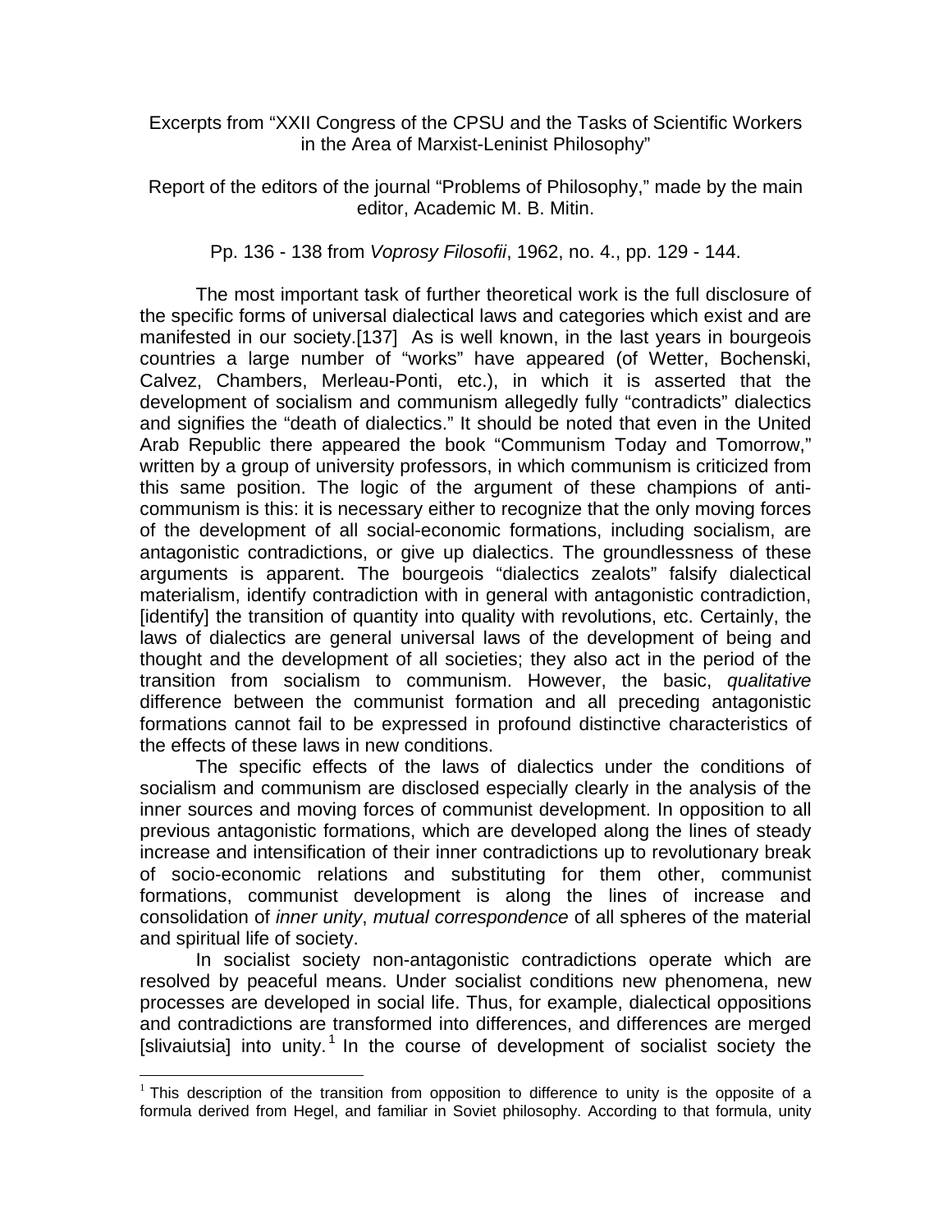Excerpts from "XXII Congress of the CPSU and the Tasks of Scientific Workers in the Area of Marxist-Leninist Philosophy"

Report of the editors of the journal "Problems of Philosophy," made by the main editor, Academic M. B. Mitin.

Pp. 136 - 138 from *Voprosy Filosofii*, 1962, no. 4., pp. 129 - 144.

The most important task of further theoretical work is the full disclosure of the specific forms of universal dialectical laws and categories which exist and are manifested in our society.[137] As is well known, in the last years in bourgeois countries a large number of "works" have appeared (of Wetter, Bochenski, Calvez, Chambers, Merleau-Ponti, etc.), in which it is asserted that the development of socialism and communism allegedly fully "contradicts" dialectics and signifies the "death of dialectics." It should be noted that even in the United Arab Republic there appeared the book "Communism Today and Tomorrow," written by a group of university professors, in which communism is criticized from this same position. The logic of the argument of these champions of anti-communism is this: it is necessary either to recognize that the only moving forces of the development of all social-economic formations, including socialism, are antagonistic contradictions, or give up dialectics. The groundlessness of these arguments is apparent. The bourgeois "dialectics zealots" falsify dialectical materialism, identify contradiction with in general with antagonistic contradiction, [identify] the transition of quantity into quality with revolutions, etc. Certainly, the laws of dialectics are general universal laws of the development of being and thought and the development of all societies; they also act in the period of the transition from socialism to communism. However, the basic, *qualitative* difference between the communist formation and all preceding antagonistic formations cannot fail to be expressed in profound distinctive characteristics of the effects of these laws in new conditions.

The specific effects of the laws of dialectics under the conditions of socialism and communism are disclosed especially clearly in the analysis of the inner sources and moving forces of communist development. In opposition to all previous antagonistic formations, which are developed along the lines of steady increase and intensification of their inner contradictions up to revolutionary break of socio-economic relations and substituting for them other, communist formations, communist development is along the lines of increase and consolidation of *inner unity*, *mutual correspondence* of all spheres of the material and spiritual life of society.

In socialist society non-antagonistic contradictions operate which are resolved by peaceful means. Under socialist conditions new phenomena, new processes are developed in social life. Thus, for example, dialectical oppositions and contradictions are transformed into differences, and differences are merged [slivaiutsia] into unity.[1] In the course of development of socialist society the

[1] This description of the transition from opposition to difference to unity is the opposite of a formula derived from Hegel, and familiar in Soviet philosophy. According to that formula, unity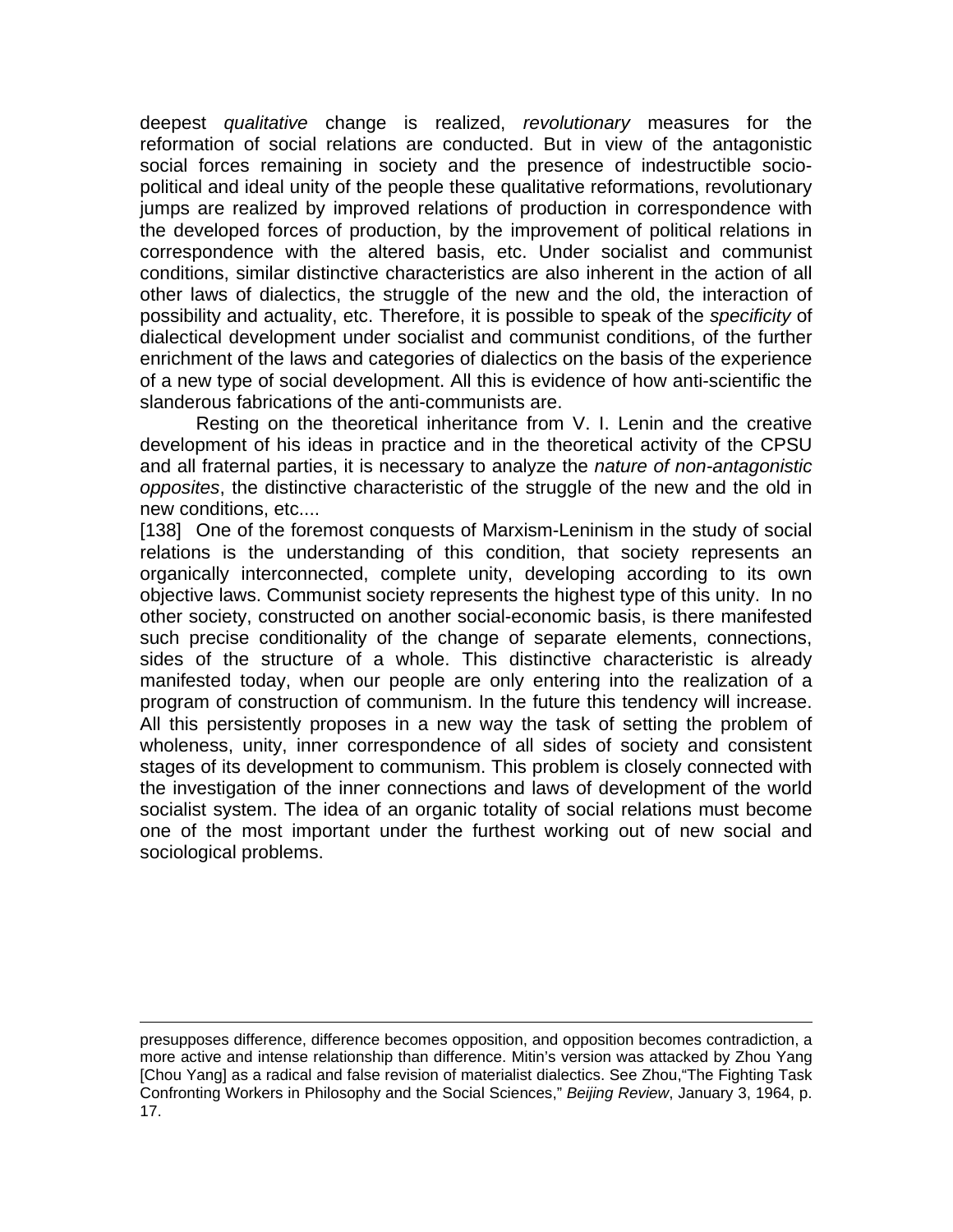deepest *qualitative* change is realized, *revolutionary* measures for the reformation of social relations are conducted. But in view of the antagonistic social forces remaining in society and the presence of indestructible socio-political and ideal unity of the people these qualitative reformations, revolutionary jumps are realized by improved relations of production in correspondence with the developed forces of production, by the improvement of political relations in correspondence with the altered basis, etc. Under socialist and communist conditions, similar distinctive characteristics are also inherent in the action of all other laws of dialectics, the struggle of the new and the old, the interaction of possibility and actuality, etc. Therefore, it is possible to speak of the *specificity* of dialectical development under socialist and communist conditions, of the further enrichment of the laws and categories of dialectics on the basis of the experience of a new type of social development. All this is evidence of how anti-scientific the slanderous fabrications of the anti-communists are.

Resting on the theoretical inheritance from V. I. Lenin and the creative development of his ideas in practice and in the theoretical activity of the CPSU and all fraternal parties, it is necessary to analyze the *nature of non-antagonistic opposites*, the distinctive characteristic of the struggle of the new and the old in new conditions, etc....

[138] One of the foremost conquests of Marxism-Leninism in the study of social relations is the understanding of this condition, that society represents an organically interconnected, complete unity, developing according to its own objective laws. Communist society represents the highest type of this unity. In no other society, constructed on another social-economic basis, is there manifested such precise conditionality of the change of separate elements, connections, sides of the structure of a whole. This distinctive characteristic is already manifested today, when our people are only entering into the realization of a program of construction of communism. In the future this tendency will increase. All this persistently proposes in a new way the task of setting the problem of wholeness, unity, inner correspondence of all sides of society and consistent stages of its development to communism. This problem is closely connected with the investigation of the inner connections and laws of development of the world socialist system. The idea of an organic totality of social relations must become one of the most important under the furthest working out of new social and sociological problems.

---

presupposes difference, difference becomes opposition, and opposition becomes contradiction, a more active and intense relationship than difference. Mitin's version was attacked by Zhou Yang [Chou Yang] as a radical and false revision of materialist dialectics. See Zhou,"The Fighting Task Confronting Workers in Philosophy and the Social Sciences," *Beijing Review*, January 3, 1964, p. 17.